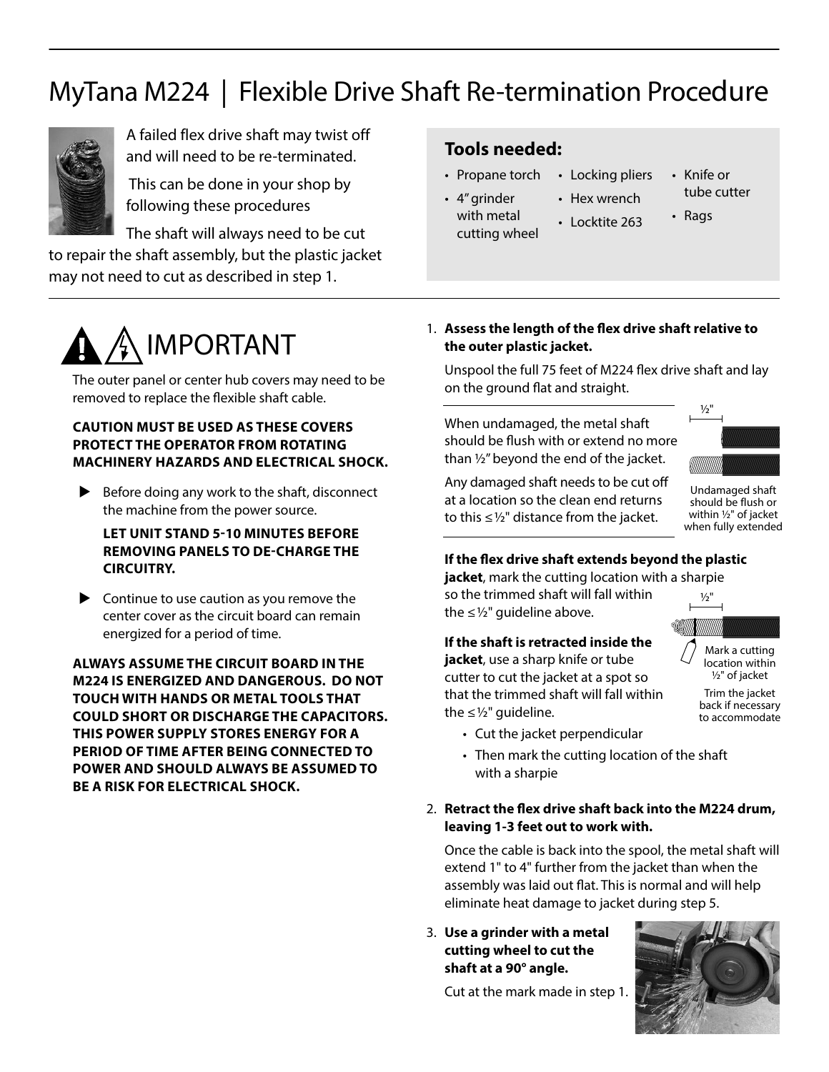# MyTana M224 | Flexible Drive Shaft Re-termination Procedure

A failed flex drive shaft may twist off and will need to be re-terminated.

This can be done in your shop by following these procedures

The shaft will always need to be cut to repair the shaft assembly, but the plastic jacket may not need to cut as described in step 1.

**Tools needed:**

- Propane torch
- 4" grinder with metal cutting wheel
- Locking pliers
- Hex wrench
- Locktite 263
- Knife or tube cutter
- Rags

## IMPORTANT

The outer panel or center hub covers may need to be removed to replace the flexible shaft cable.

**CAUTION MUST BE USED AS THESE COVERS PROTECT THE OPERATOR FROM ROTATING MACHINERY HAZARDS AND ELECTRICAL SHOCK.**

- Before doing any work to the shaft, disconnect the machine from the power source.

  **LET UNIT STAND 5-10 MINUTES BEFORE REMOVING PANELS TO DE-CHARGE THE CIRCUITRY.**

- Continue to use caution as you remove the center cover as the circuit board can remain energized for a period of time.

**ALWAYS ASSUME THE CIRCUIT BOARD IN THE M224 IS ENERGIZED AND DANGEROUS. DO NOT TOUCH WITH HANDS OR METAL TOOLS THAT COULD SHORT OR DISCHARGE THE CAPACITORS. THIS POWER SUPPLY STORES ENERGY FOR A PERIOD OF TIME AFTER BEING CONNECTED TO POWER AND SHOULD ALWAYS BE ASSUMED TO BE A RISK FOR ELECTRICAL SHOCK.**

1. **Assess the length of the flex drive shaft relative to the outer plastic jacket.**

   Unspool the full 75 feet of M224 flex drive shaft and lay on the ground flat and straight.

   When undamaged, the metal shaft should be flush with or extend no more than ½" beyond the end of the jacket.

   Any damaged shaft needs to be cut off at a location so the clean end returns to this ≤½" distance from the jacket.

   ½"

   Undamaged shaft should be flush or within ½" of jacket when fully extended

   **If the flex drive shaft extends beyond the plastic jacket**, mark the cutting location with a sharpie so the trimmed shaft will fall within the ≤½" guideline above.

   ½"

   Mark a cutting location within ½" of jacket

   Trim the jacket back if necessary to accommodate

   **If the shaft is retracted inside the jacket**, use a sharp knife or tube cutter to cut the jacket at a spot so that the trimmed shaft will fall within the ≤½" guideline.

   - Cut the jacket perpendicular
   - Then mark the cutting location of the shaft with a sharpie

2. **Retract the flex drive shaft back into the M224 drum, leaving 1-3 feet out to work with.**

   Once the cable is back into the spool, the metal shaft will extend 1" to 4" further from the jacket than when the assembly was laid out flat. This is normal and will help eliminate heat damage to jacket during step 5.

3. **Use a grinder with a metal cutting wheel to cut the shaft at a 90° angle.**

   Cut at the mark made in step 1.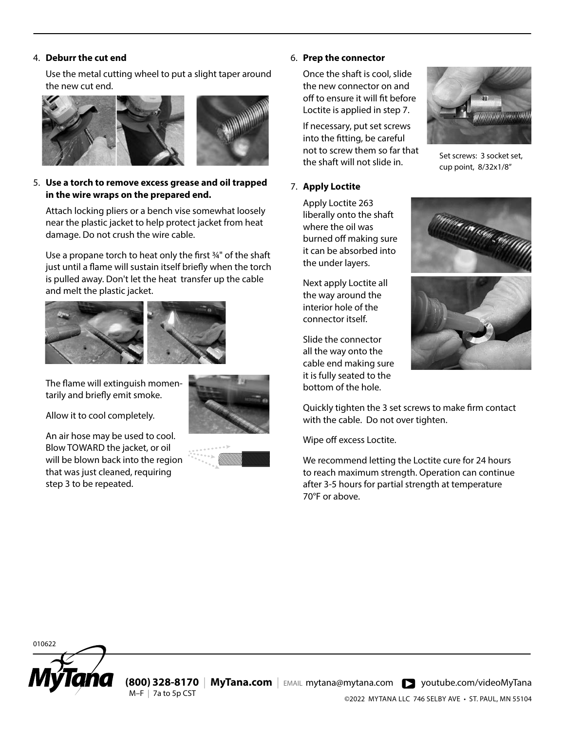4. **Deburr the cut end**

   Use the metal cutting wheel to put a slight taper around the new cut end.

5. **Use a torch to remove excess grease and oil trapped in the wire wraps on the prepared end.**

   Attach locking pliers or a bench vise somewhat loosely near the plastic jacket to help protect jacket from heat damage. Do not crush the wire cable.

   Use a propane torch to heat only the first ¾" of the shaft just until a flame will sustain itself briefly when the torch is pulled away. Don't let the heat transfer up the cable and melt the plastic jacket.

   The flame will extinguish momentarily and briefly emit smoke.

   Allow it to cool completely.

   An air hose may be used to cool. Blow TOWARD the jacket, or oil will be blown back into the region that was just cleaned, requiring step 3 to be repeated.

6. **Prep the connector**

   Once the shaft is cool, slide the new connector on and off to ensure it will fit before Loctite is applied in step 7.

   If necessary, put set screws into the fitting, be careful not to screw them so far that the shaft will not slide in.

   Set screws: 3 socket set, cup point, 8/32x1/8"

7. **Apply Loctite**

   Apply Loctite 263 liberally onto the shaft where the oil was burned off making sure it can be absorbed into the under layers.

   Next apply Loctite all the way around the interior hole of the connector itself.

   Slide the connector all the way onto the cable end making sure it is fully seated to the bottom of the hole.

   Quickly tighten the 3 set screws to make firm contact with the cable. Do not over tighten.

   Wipe off excess Loctite.

   We recommend letting the Loctite cure for 24 hours to reach maximum strength. Operation can continue after 3-5 hours for partial strength at temperature 70°F or above.

010622

MyTana **(800) 328-8170** M–F | 7a to 5p CST | **MyTana.com** | EMAIL mytana@mytana.com | youtube.com/videoMyTana

©2022 MYTANA LLC 746 SELBY AVE • ST. PAUL, MN 55104